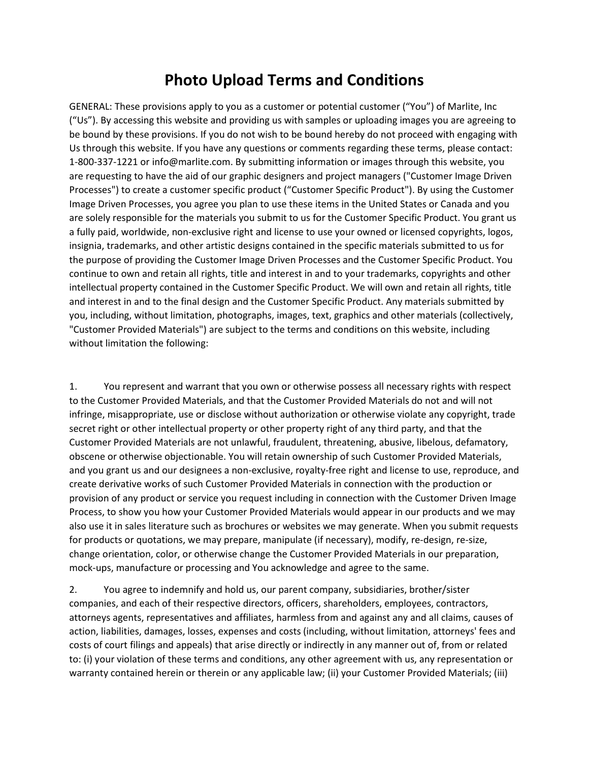# Photo Upload Terms and Conditions

GENERAL: These provisions apply to you as a customer or potential customer (“You”) of Marlite, Inc (“Us”). By accessing this website and providing us with samples or uploading images you are agreeing to be bound by these provisions. If you do not wish to be bound hereby do not proceed with engaging with Us through this website. If you have any questions or comments regarding these terms, please contact: 1-800-337-1221 or info@marlite.com. By submitting information or images through this website, you are requesting to have the aid of our graphic designers and project managers ("Customer Image Driven Processes") to create a customer specific product (“Customer Specific Product"). By using the Customer Image Driven Processes, you agree you plan to use these items in the United States or Canada and you are solely responsible for the materials you submit to us for the Customer Specific Product. You grant us a fully paid, worldwide, non-exclusive right and license to use your owned or licensed copyrights, logos, insignia, trademarks, and other artistic designs contained in the specific materials submitted to us for the purpose of providing the Customer Image Driven Processes and the Customer Specific Product. You continue to own and retain all rights, title and interest in and to your trademarks, copyrights and other intellectual property contained in the Customer Specific Product. We will own and retain all rights, title and interest in and to the final design and the Customer Specific Product. Any materials submitted by you, including, without limitation, photographs, images, text, graphics and other materials (collectively, "Customer Provided Materials") are subject to the terms and conditions on this website, including without limitation the following:

1. You represent and warrant that you own or otherwise possess all necessary rights with respect to the Customer Provided Materials, and that the Customer Provided Materials do not and will not infringe, misappropriate, use or disclose without authorization or otherwise violate any copyright, trade secret right or other intellectual property or other property right of any third party, and that the Customer Provided Materials are not unlawful, fraudulent, threatening, abusive, libelous, defamatory, obscene or otherwise objectionable. You will retain ownership of such Customer Provided Materials, and you grant us and our designees a non-exclusive, royalty-free right and license to use, reproduce, and create derivative works of such Customer Provided Materials in connection with the production or provision of any product or service you request including in connection with the Customer Driven Image Process, to show you how your Customer Provided Materials would appear in our products and we may also use it in sales literature such as brochures or websites we may generate. When you submit requests for products or quotations, we may prepare, manipulate (if necessary), modify, re-design, re-size, change orientation, color, or otherwise change the Customer Provided Materials in our preparation, mock-ups, manufacture or processing and You acknowledge and agree to the same.

2. You agree to indemnify and hold us, our parent company, subsidiaries, brother/sister companies, and each of their respective directors, officers, shareholders, employees, contractors, attorneys agents, representatives and affiliates, harmless from and against any and all claims, causes of action, liabilities, damages, losses, expenses and costs (including, without limitation, attorneys' fees and costs of court filings and appeals) that arise directly or indirectly in any manner out of, from or related to: (i) your violation of these terms and conditions, any other agreement with us, any representation or warranty contained herein or therein or any applicable law; (ii) your Customer Provided Materials; (iii)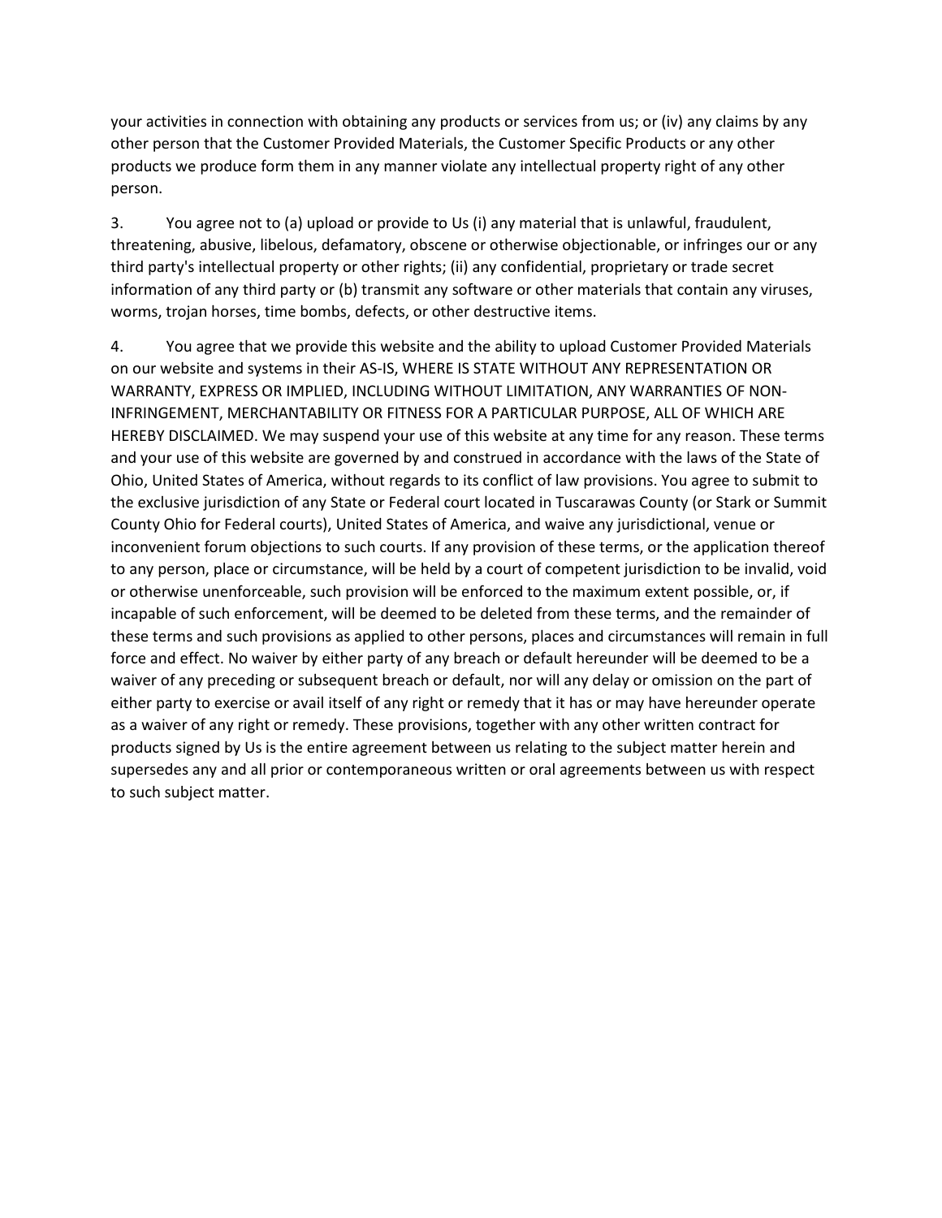your activities in connection with obtaining any products or services from us; or (iv) any claims by any other person that the Customer Provided Materials, the Customer Specific Products or any other products we produce form them in any manner violate any intellectual property right of any other person.

3. You agree not to (a) upload or provide to Us (i) any material that is unlawful, fraudulent, threatening, abusive, libelous, defamatory, obscene or otherwise objectionable, or infringes our or any third party's intellectual property or other rights; (ii) any confidential, proprietary or trade secret information of any third party or (b) transmit any software or other materials that contain any viruses, worms, trojan horses, time bombs, defects, or other destructive items.

4. You agree that we provide this website and the ability to upload Customer Provided Materials on our website and systems in their AS-IS, WHERE IS STATE WITHOUT ANY REPRESENTATION OR WARRANTY, EXPRESS OR IMPLIED, INCLUDING WITHOUT LIMITATION, ANY WARRANTIES OF NON-INFRINGEMENT, MERCHANTABILITY OR FITNESS FOR A PARTICULAR PURPOSE, ALL OF WHICH ARE HEREBY DISCLAIMED. We may suspend your use of this website at any time for any reason. These terms and your use of this website are governed by and construed in accordance with the laws of the State of Ohio, United States of America, without regards to its conflict of law provisions. You agree to submit to the exclusive jurisdiction of any State or Federal court located in Tuscarawas County (or Stark or Summit County Ohio for Federal courts), United States of America, and waive any jurisdictional, venue or inconvenient forum objections to such courts. If any provision of these terms, or the application thereof to any person, place or circumstance, will be held by a court of competent jurisdiction to be invalid, void or otherwise unenforceable, such provision will be enforced to the maximum extent possible, or, if incapable of such enforcement, will be deemed to be deleted from these terms, and the remainder of these terms and such provisions as applied to other persons, places and circumstances will remain in full force and effect. No waiver by either party of any breach or default hereunder will be deemed to be a waiver of any preceding or subsequent breach or default, nor will any delay or omission on the part of either party to exercise or avail itself of any right or remedy that it has or may have hereunder operate as a waiver of any right or remedy. These provisions, together with any other written contract for products signed by Us is the entire agreement between us relating to the subject matter herein and supersedes any and all prior or contemporaneous written or oral agreements between us with respect to such subject matter.